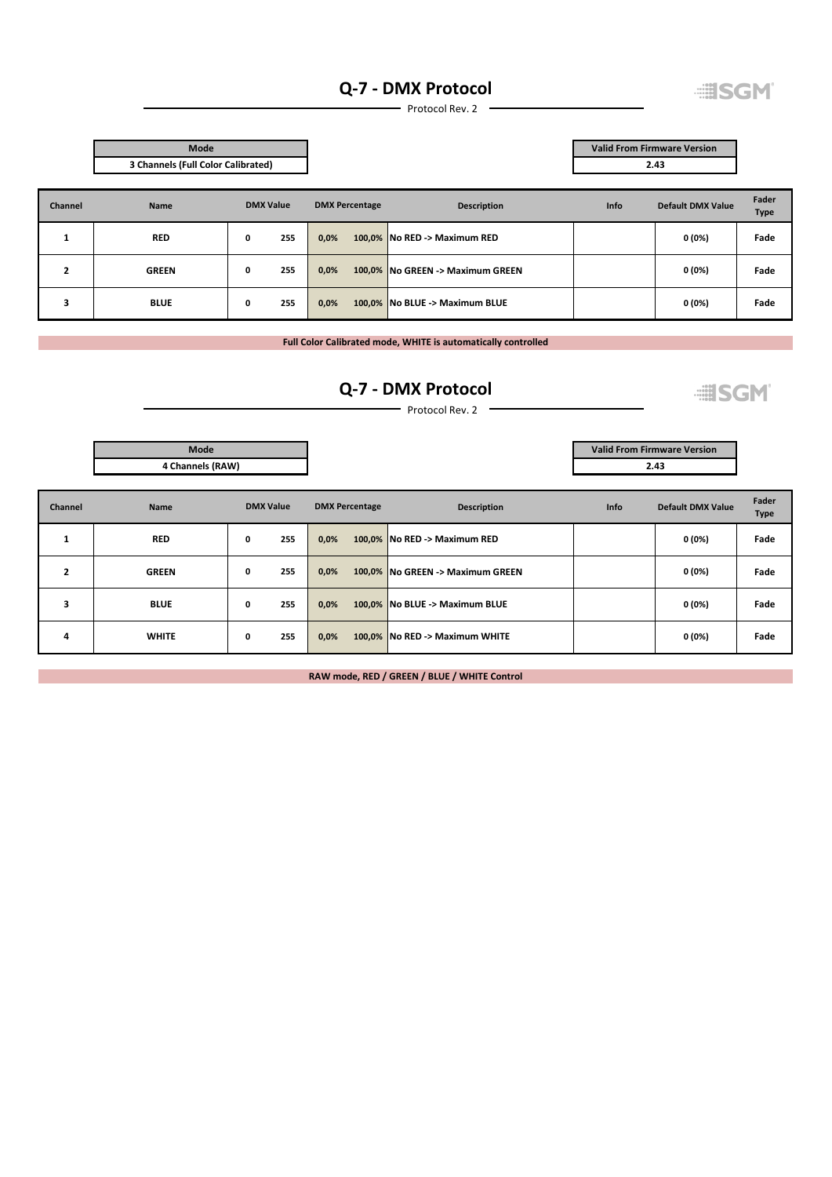# Q-7 - DMX Protocol

Protocol Rev. 2

| Mode |
|---|
| 3 Channels (Full Color Calibrated) |

| Valid From Firmware Version |
|---|
| 2.43 |

| Channel | Name | DMX Value | | DMX Percentage | | Description | Info | Default DMX Value | Fader Type |
|---|---|---|---|---|---|---|---|---|---|
| 1 | RED | 0 | 255 | 0,0% | 100,0% | No RED -> Maximum RED | | 0 (0%) | Fade |
| 2 | GREEN | 0 | 255 | 0,0% | 100,0% | No GREEN -> Maximum GREEN | | 0 (0%) | Fade |
| 3 | BLUE | 0 | 255 | 0,0% | 100,0% | No BLUE -> Maximum BLUE | | 0 (0%) | Fade |

**Full Color Calibrated mode, WHITE is automatically controlled**

# Q-7 - DMX Protocol

Protocol Rev. 2

| Mode |
|---|
| 4 Channels (RAW) |

| Valid From Firmware Version |
|---|
| 2.43 |

| Channel | Name | DMX Value | | DMX Percentage | | Description | Info | Default DMX Value | Fader Type |
|---|---|---|---|---|---|---|---|---|---|
| 1 | RED | 0 | 255 | 0,0% | 100,0% | No RED -> Maximum RED | | 0 (0%) | Fade |
| 2 | GREEN | 0 | 255 | 0,0% | 100,0% | No GREEN -> Maximum GREEN | | 0 (0%) | Fade |
| 3 | BLUE | 0 | 255 | 0,0% | 100,0% | No BLUE -> Maximum BLUE | | 0 (0%) | Fade |
| 4 | WHITE | 0 | 255 | 0,0% | 100,0% | No RED -> Maximum WHITE | | 0 (0%) | Fade |

**RAW mode, RED / GREEN / BLUE / WHITE Control**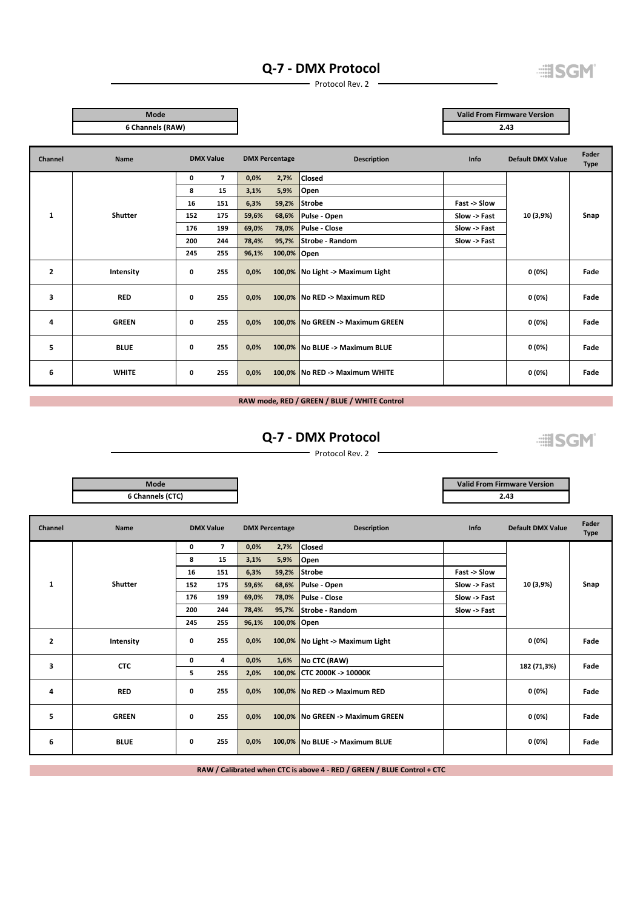# Q-7 - DMX Protocol

Protocol Rev. 2

| Mode |
|---|
| 6 Channels (RAW) |

| Valid From Firmware Version |
|---|
| 2.43 |

| Channel | Name | DMX Value | | DMX Percentage | | Description | Info | Default DMX Value | Fader Type |
|---|---|---|---|---|---|---|---|---|---|
| 1 | Shutter | 0 | 7 | 0,0% | 2,7% | Closed | | 10 (3,9%) | Snap |
| | | 8 | 15 | 3,1% | 5,9% | Open | | | |
| | | 16 | 151 | 6,3% | 59,2% | Strobe | Fast -> Slow | | |
| | | 152 | 175 | 59,6% | 68,6% | Pulse - Open | Slow -> Fast | | |
| | | 176 | 199 | 69,0% | 78,0% | Pulse - Close | Slow -> Fast | | |
| | | 200 | 244 | 78,4% | 95,7% | Strobe - Random | Slow -> Fast | | |
| | | 245 | 255 | 96,1% | 100,0% | Open | | | |
| 2 | Intensity | 0 | 255 | 0,0% | 100,0% | No Light -> Maximum Light | | 0 (0%) | Fade |
| 3 | RED | 0 | 255 | 0,0% | 100,0% | No RED -> Maximum RED | | 0 (0%) | Fade |
| 4 | GREEN | 0 | 255 | 0,0% | 100,0% | No GREEN -> Maximum GREEN | | 0 (0%) | Fade |
| 5 | BLUE | 0 | 255 | 0,0% | 100,0% | No BLUE -> Maximum BLUE | | 0 (0%) | Fade |
| 6 | WHITE | 0 | 255 | 0,0% | 100,0% | No RED -> Maximum WHITE | | 0 (0%) | Fade |

**RAW mode, RED / GREEN / BLUE / WHITE Control**

# Q-7 - DMX Protocol

Protocol Rev. 2

| Mode |
|---|
| 6 Channels (CTC) |

| Valid From Firmware Version |
|---|
| 2.43 |

| Channel | Name | DMX Value | | DMX Percentage | | Description | Info | Default DMX Value | Fader Type |
|---|---|---|---|---|---|---|---|---|---|
| 1 | Shutter | 0 | 7 | 0,0% | 2,7% | Closed | | 10 (3,9%) | Snap |
| | | 8 | 15 | 3,1% | 5,9% | Open | | | |
| | | 16 | 151 | 6,3% | 59,2% | Strobe | Fast -> Slow | | |
| | | 152 | 175 | 59,6% | 68,6% | Pulse - Open | Slow -> Fast | | |
| | | 176 | 199 | 69,0% | 78,0% | Pulse - Close | Slow -> Fast | | |
| | | 200 | 244 | 78,4% | 95,7% | Strobe - Random | Slow -> Fast | | |
| | | 245 | 255 | 96,1% | 100,0% | Open | | | |
| 2 | Intensity | 0 | 255 | 0,0% | 100,0% | No Light -> Maximum Light | | 0 (0%) | Fade |
| 3 | CTC | 0 | 4 | 0,0% | 1,6% | No CTC (RAW) | | 182 (71,3%) | Fade |
| | | 5 | 255 | 2,0% | 100,0% | CTC 2000K -> 10000K | | | |
| 4 | RED | 0 | 255 | 0,0% | 100,0% | No RED -> Maximum RED | | 0 (0%) | Fade |
| 5 | GREEN | 0 | 255 | 0,0% | 100,0% | No GREEN -> Maximum GREEN | | 0 (0%) | Fade |
| 6 | BLUE | 0 | 255 | 0,0% | 100,0% | No BLUE -> Maximum BLUE | | 0 (0%) | Fade |

**RAW / Calibrated when CTC is above 4 - RED / GREEN / BLUE Control + CTC**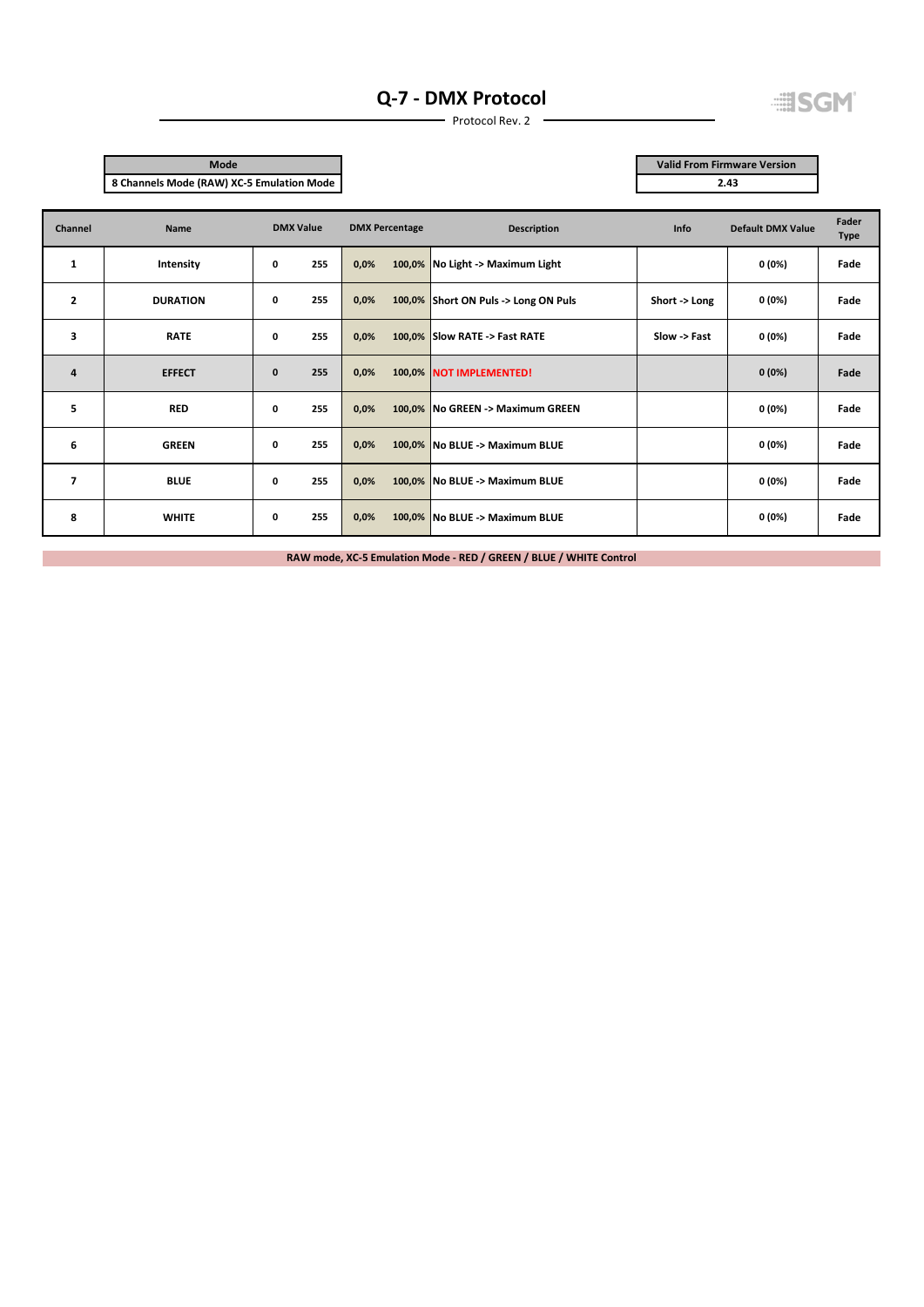# Q-7 - DMX Protocol

Protocol Rev. 2

| Mode |
| --- |
| 8 Channels Mode (RAW) XC-5 Emulation Mode |

| Valid From Firmware Version |
| --- |
| 2.43 |

| Channel | Name | DMX Value | | DMX Percentage | | Description | Info | Default DMX Value | Fader Type |
| --- | --- | --- | --- | --- | --- | --- | --- | --- | --- |
| 1 | Intensity | 0 | 255 | 0,0% | 100,0% | No Light -> Maximum Light | | 0 (0%) | Fade |
| 2 | DURATION | 0 | 255 | 0,0% | 100,0% | Short ON Puls -> Long ON Puls | Short -> Long | 0 (0%) | Fade |
| 3 | RATE | 0 | 255 | 0,0% | 100,0% | Slow RATE -> Fast RATE | Slow -> Fast | 0 (0%) | Fade |
| 4 | EFFECT | 0 | 255 | 0,0% | 100,0% | NOT IMPLEMENTED! | | 0 (0%) | Fade |
| 5 | RED | 0 | 255 | 0,0% | 100,0% | No GREEN -> Maximum GREEN | | 0 (0%) | Fade |
| 6 | GREEN | 0 | 255 | 0,0% | 100,0% | No BLUE -> Maximum BLUE | | 0 (0%) | Fade |
| 7 | BLUE | 0 | 255 | 0,0% | 100,0% | No BLUE -> Maximum BLUE | | 0 (0%) | Fade |
| 8 | WHITE | 0 | 255 | 0,0% | 100,0% | No BLUE -> Maximum BLUE | | 0 (0%) | Fade |

**RAW mode, XC-5 Emulation Mode - RED / GREEN / BLUE / WHITE Control**